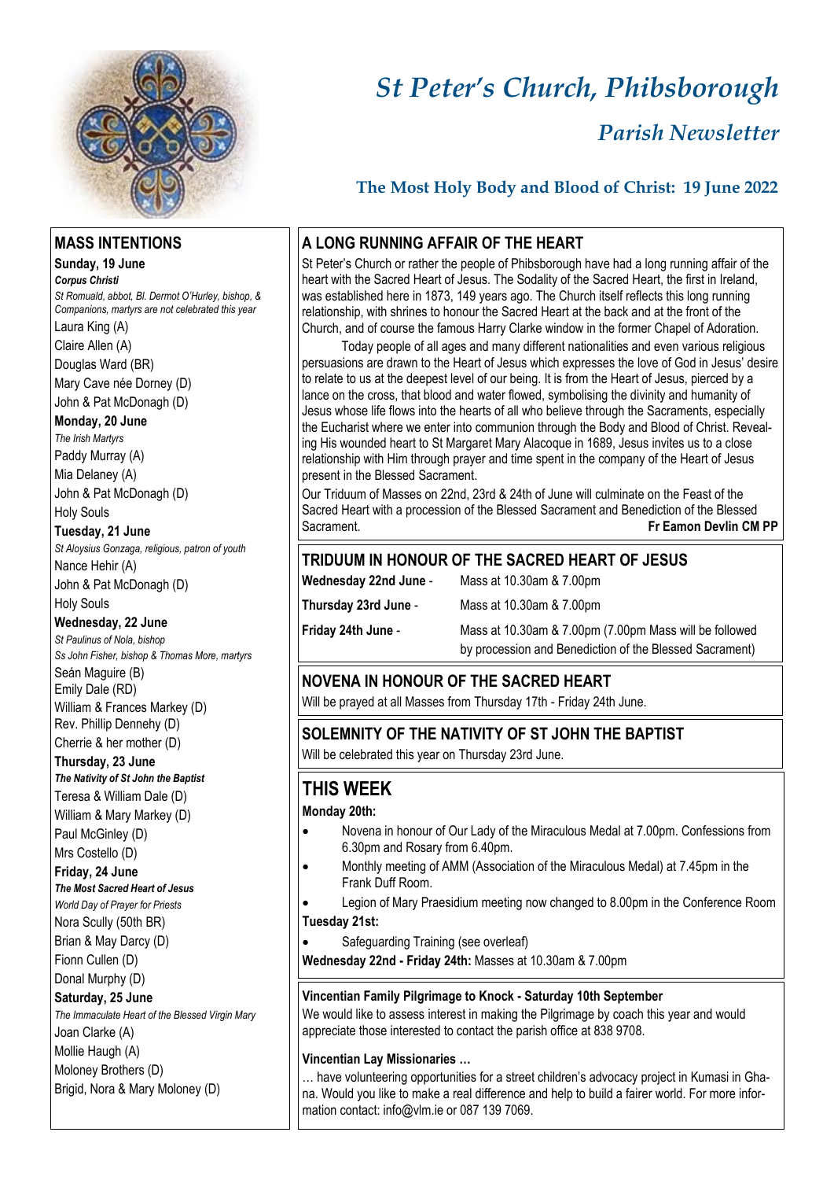# St Peter's Church, Phibsborough

## Parish Newsletter

### The Most Holy Body and Blood of Christ: 19 June 2022

## A LONG RUNNING AFFAIR OF THE HEART

St Peter's Church or rather the people of Phibsborough have had a long running affair of the heart with the Sacred Heart of Jesus. The Sodality of the Sacred Heart, the first in Ireland, was established here in 1873, 149 years ago. The Church itself reflects this long running relationship, with shrines to honour the Sacred Heart at the back and at the front of the Church, and of course the famous Harry Clarke window in the former Chapel of Adoration.

Today people of all ages and many different nationalities and even various religious persuasions are drawn to the Heart of Jesus which expresses the love of God in Jesus' desire to relate to us at the deepest level of our being. It is from the Heart of Jesus, pierced by a lance on the cross, that blood and water flowed, symbolising the divinity and humanity of Jesus whose life flows into the hearts of all who believe through the Sacraments, especially the Eucharist where we enter into communion through the Body and Blood of Christ. Revealing His wounded heart to St Margaret Mary Alacoque in 1689, Jesus invites us to a close relationship with Him through prayer and time spent in the company of the Heart of Jesus present in the Blessed Sacrament.

Our Triduum of Masses on 22nd, 23rd & 24th of June will culminate on the Feast of the Sacred Heart with a procession of the Blessed Sacrament and Benediction of the Blessed Sacrament.

**Fr Eamon Devlin CM PP**

## TRIDUUM IN HONOUR OF THE SACRED HEART OF JESUS

| | |
|---|---|
| **Wednesday 22nd June** - | Mass at 10.30am & 7.00pm |
| **Thursday 23rd June** - | Mass at 10.30am & 7.00pm |
| **Friday 24th June** - | Mass at 10.30am & 7.00pm (7.00pm Mass will be followed by procession and Benediction of the Blessed Sacrament) |

## NOVENA IN HONOUR OF THE SACRED HEART

Will be prayed at all Masses from Thursday 17th - Friday 24th June.

## SOLEMNITY OF THE NATIVITY OF ST JOHN THE BAPTIST

Will be celebrated this year on Thursday 23rd June.

## THIS WEEK

**Monday 20th:**

- Novena in honour of Our Lady of the Miraculous Medal at 7.00pm. Confessions from 6.30pm and Rosary from 6.40pm.
- Monthly meeting of AMM (Association of the Miraculous Medal) at 7.45pm in the Frank Duff Room.
- Legion of Mary Praesidium meeting now changed to 8.00pm in the Conference Room

**Tuesday 21st:**

- Safeguarding Training (see overleaf)

**Wednesday 22nd - Friday 24th:** Masses at 10.30am & 7.00pm

**Vincentian Family Pilgrimage to Knock - Saturday 10th September**

We would like to assess interest in making the Pilgrimage by coach this year and would appreciate those interested to contact the parish office at 838 9708.

**Vincentian Lay Missionaries …**

… have volunteering opportunities for a street children's advocacy project in Kumasi in Ghana. Would you like to make a real difference and help to build a fairer world. For more information contact: info@vlm.ie or 087 139 7069.

## MASS INTENTIONS

**Sunday, 19 June**
***Corpus Christi***
*St Romuald, abbot, Bl. Dermot O'Hurley, bishop, & Companions, martyrs are not celebrated this year*
Laura King (A)
Claire Allen (A)
Douglas Ward (BR)
Mary Cave née Dorney (D)
John & Pat McDonagh (D)

**Monday, 20 June**
*The Irish Martyrs*
Paddy Murray (A)
Mia Delaney (A)
John & Pat McDonagh (D)
Holy Souls

**Tuesday, 21 June**
*St Aloysius Gonzaga, religious, patron of youth*
Nance Hehir (A)
John & Pat McDonagh (D)
Holy Souls

**Wednesday, 22 June**
*St Paulinus of Nola, bishop*
*Ss John Fisher, bishop & Thomas More, martyrs*
Seán Maguire (B)
Emily Dale (RD)
William & Frances Markey (D)
Rev. Phillip Dennehy (D)
Cherrie & her mother (D)

**Thursday, 23 June**
***The Nativity of St John the Baptist***
Teresa & William Dale (D)
William & Mary Markey (D)
Paul McGinley (D)
Mrs Costello (D)

**Friday, 24 June**
***The Most Sacred Heart of Jesus***
*World Day of Prayer for Priests*
Nora Scully (50th BR)
Brian & May Darcy (D)
Fionn Cullen (D)
Donal Murphy (D)

**Saturday, 25 June**
*The Immaculate Heart of the Blessed Virgin Mary*
Joan Clarke (A)
Mollie Haugh (A)
Moloney Brothers (D)
Brigid, Nora & Mary Moloney (D)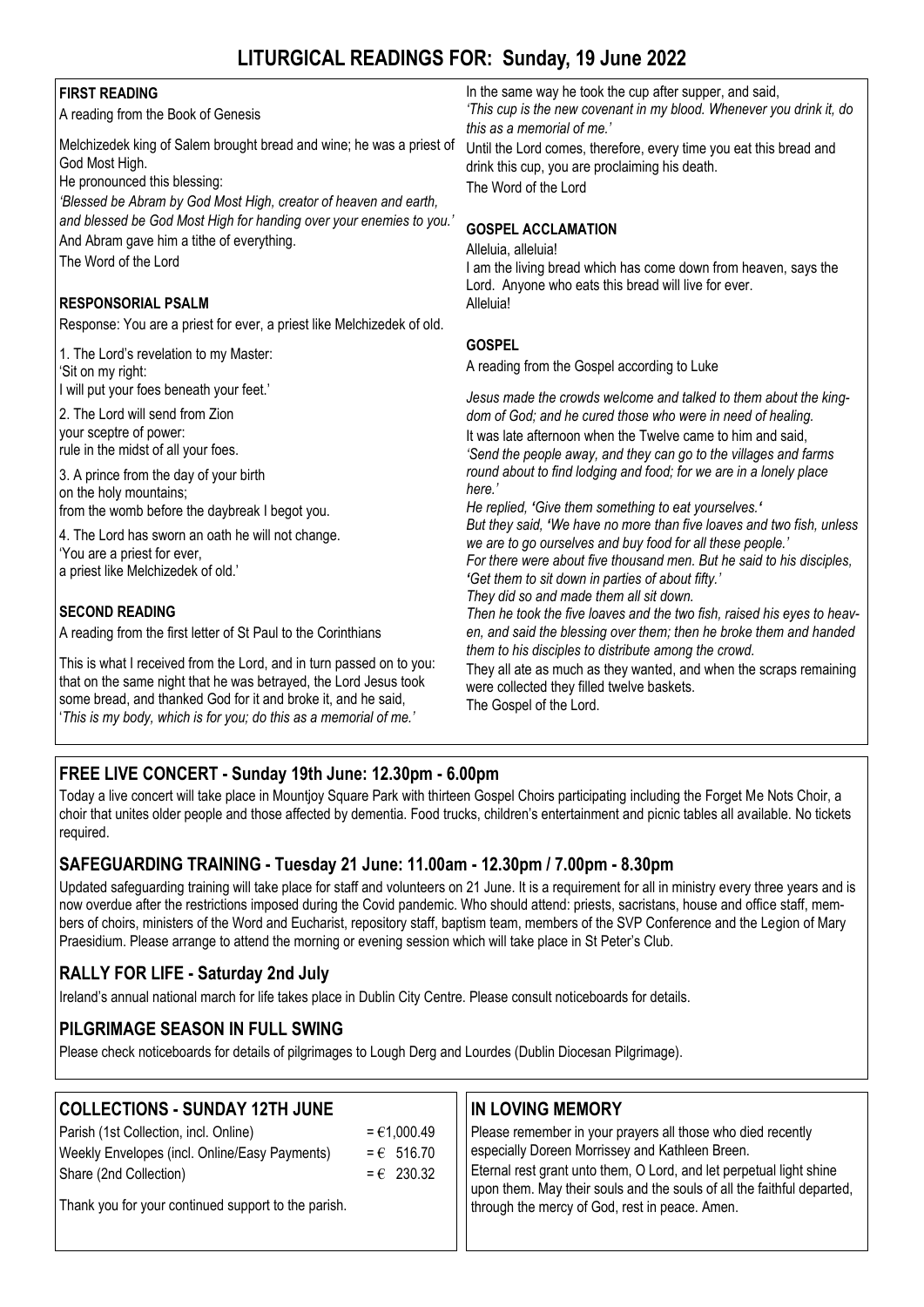# LITURGICAL READINGS FOR: Sunday, 19 June 2022

**FIRST READING**

A reading from the Book of Genesis

Melchizedek king of Salem brought bread and wine; he was a priest of God Most High.
He pronounced this blessing:
*'Blessed be Abram by God Most High, creator of heaven and earth, and blessed be God Most High for handing over your enemies to you.'*
And Abram gave him a tithe of everything.
The Word of the Lord

**RESPONSORIAL PSALM**

Response: You are a priest for ever, a priest like Melchizedek of old.

1. The Lord's revelation to my Master:
'Sit on my right:
I will put your foes beneath your feet.'

2. The Lord will send from Zion
your sceptre of power:
rule in the midst of all your foes.

3. A prince from the day of your birth
on the holy mountains;
from the womb before the daybreak I begot you.

4. The Lord has sworn an oath he will not change.
'You are a priest for ever,
a priest like Melchizedek of old.'

**SECOND READING**

A reading from the first letter of St Paul to the Corinthians

This is what I received from the Lord, and in turn passed on to you: that on the same night that he was betrayed, the Lord Jesus took some bread, and thanked God for it and broke it, and he said,
'*This is my body, which is for you; do this as a memorial of me.'*
In the same way he took the cup after supper, and said,
*'This cup is the new covenant in my blood. Whenever you drink it, do this as a memorial of me.'*
Until the Lord comes, therefore, every time you eat this bread and drink this cup, you are proclaiming his death.
The Word of the Lord

**GOSPEL ACCLAMATION**

Alleluia, alleluia!
I am the living bread which has come down from heaven, says the Lord. Anyone who eats this bread will live for ever.
Alleluia!

**GOSPEL**

A reading from the Gospel according to Luke

*Jesus made the crowds welcome and talked to them about the kingdom of God; and he cured those who were in need of healing.*
It was late afternoon when the Twelve came to him and said,
*'Send the people away, and they can go to the villages and farms round about to find lodging and food; for we are in a lonely place here.'*
*He replied, 'Give them something to eat yourselves.'*
*But they said, 'We have no more than five loaves and two fish, unless we are to go ourselves and buy food for all these people.'*
*For there were about five thousand men. But he said to his disciples, 'Get them to sit down in parties of about fifty.'*
*They did so and made them all sit down.*
*Then he took the five loaves and the two fish, raised his eyes to heaven, and said the blessing over them; then he broke them and handed them to his disciples to distribute among the crowd.*
They all ate as much as they wanted, and when the scraps remaining were collected they filled twelve baskets.
The Gospel of the Lord.

## FREE LIVE CONCERT - Sunday 19th June: 12.30pm - 6.00pm

Today a live concert will take place in Mountjoy Square Park with thirteen Gospel Choirs participating including the Forget Me Nots Choir, a choir that unites older people and those affected by dementia. Food trucks, children's entertainment and picnic tables all available. No tickets required.

## SAFEGUARDING TRAINING - Tuesday 21 June: 11.00am - 12.30pm / 7.00pm - 8.30pm

Updated safeguarding training will take place for staff and volunteers on 21 June. It is a requirement for all in ministry every three years and is now overdue after the restrictions imposed during the Covid pandemic. Who should attend: priests, sacristans, house and office staff, members of choirs, ministers of the Word and Eucharist, repository staff, baptism team, members of the SVP Conference and the Legion of Mary Praesidium. Please arrange to attend the morning or evening session which will take place in St Peter's Club.

## RALLY FOR LIFE - Saturday 2nd July

Ireland's annual national march for life takes place in Dublin City Centre. Please consult noticeboards for details.

## PILGRIMAGE SEASON IN FULL SWING

Please check noticeboards for details of pilgrimages to Lough Derg and Lourdes (Dublin Diocesan Pilgrimage).

## COLLECTIONS - SUNDAY 12TH JUNE

| | |
|---|---|
| Parish (1st Collection, incl. Online) | = €1,000.49 |
| Weekly Envelopes (incl. Online/Easy Payments) | = € 516.70 |
| Share (2nd Collection) | = € 230.32 |

Thank you for your continued support to the parish.

## IN LOVING MEMORY

Please remember in your prayers all those who died recently especially Doreen Morrissey and Kathleen Breen.
Eternal rest grant unto them, O Lord, and let perpetual light shine upon them. May their souls and the souls of all the faithful departed, through the mercy of God, rest in peace. Amen.